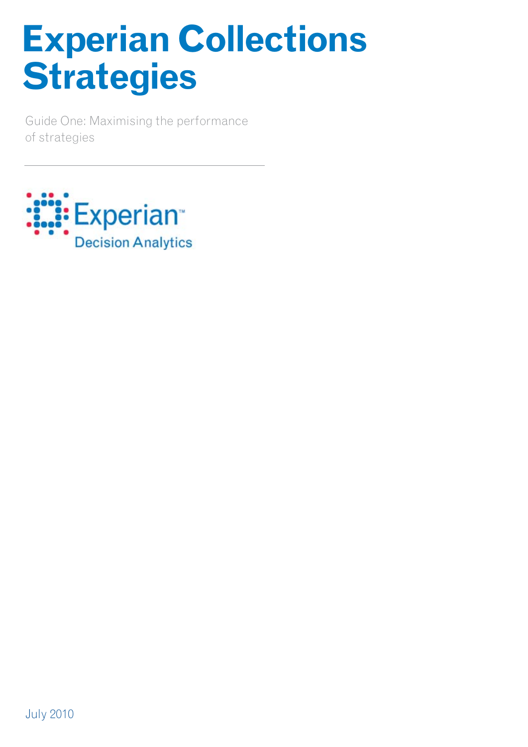# Experian Collections Strategies

Guide One: Maximising the performance of strategies

---

Experian™
Decision Analytics

July 2010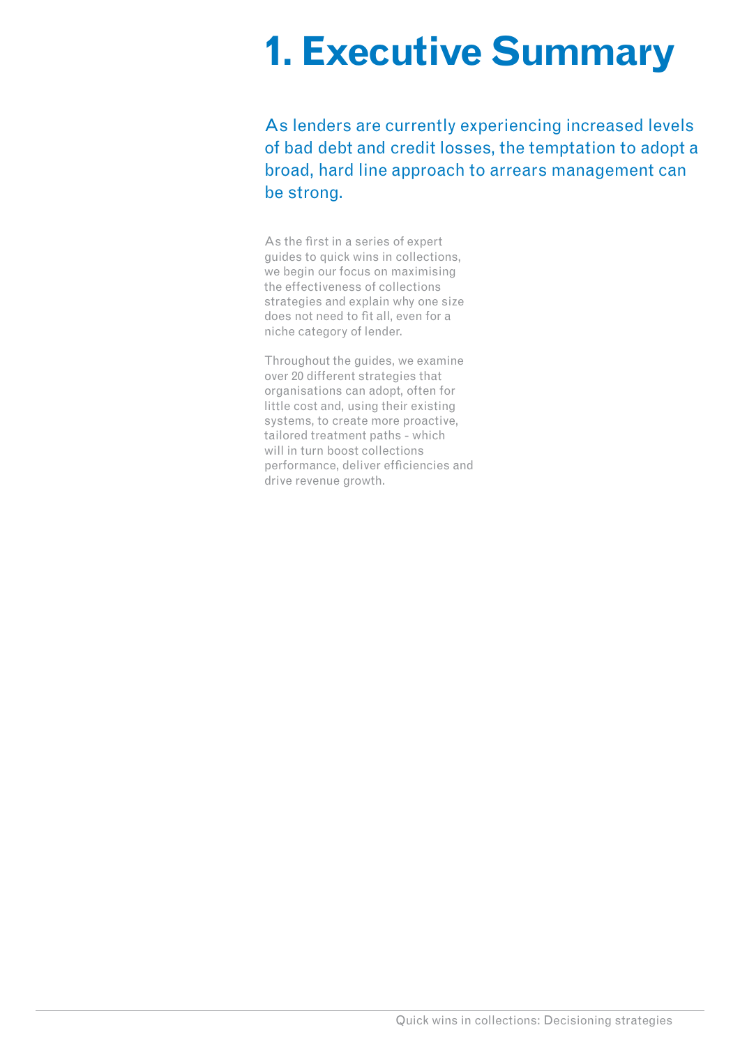# 1. Executive Summary

As lenders are currently experiencing increased levels of bad debt and credit losses, the temptation to adopt a broad, hard line approach to arrears management can be strong.

As the first in a series of expert guides to quick wins in collections, we begin our focus on maximising the effectiveness of collections strategies and explain why one size does not need to fit all, even for a niche category of lender.

Throughout the guides, we examine over 20 different strategies that organisations can adopt, often for little cost and, using their existing systems, to create more proactive, tailored treatment paths - which will in turn boost collections performance, deliver efficiencies and drive revenue growth.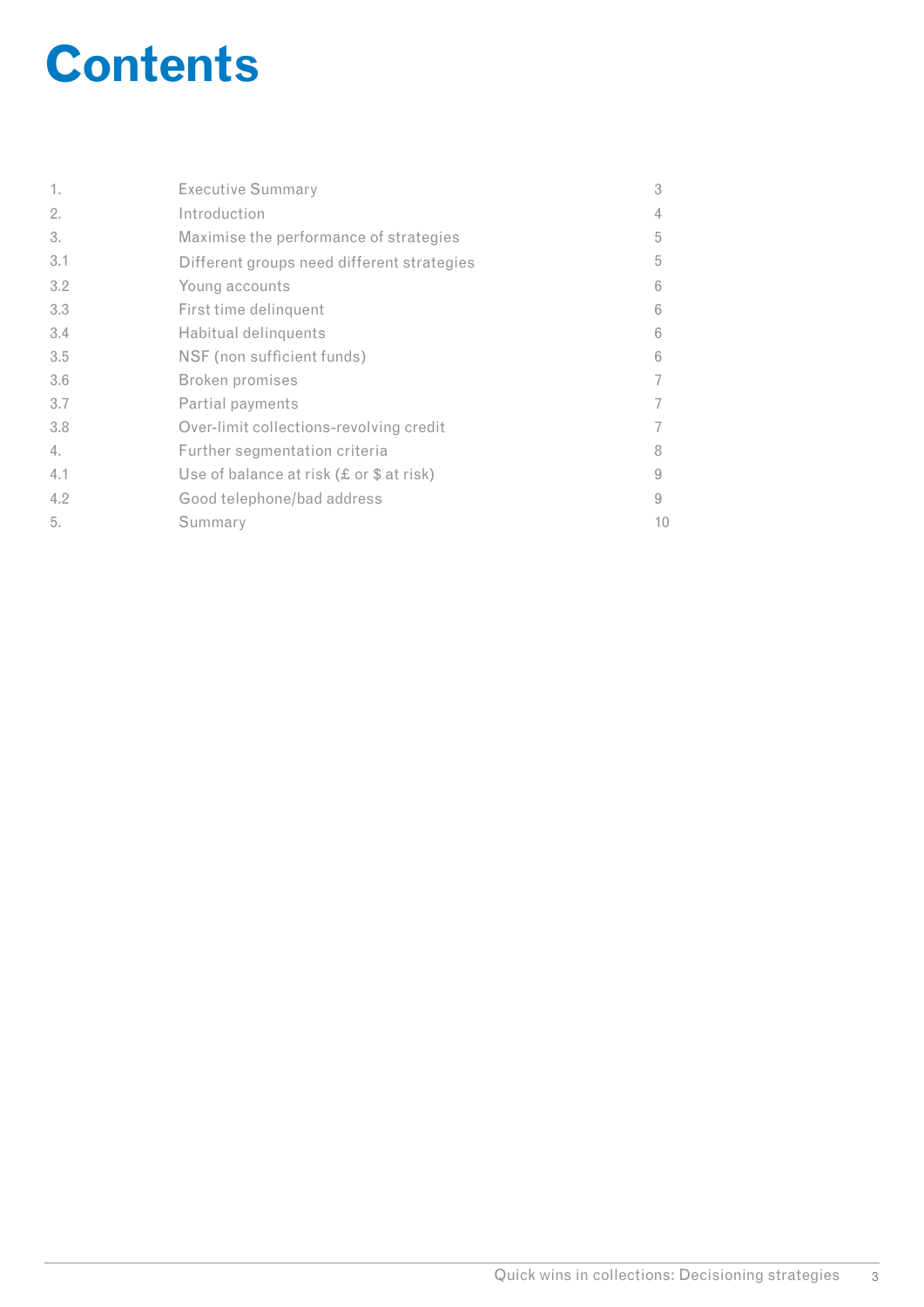# Contents

| | | |
|---|---|---|
| 1. | Executive Summary | 3 |
| 2. | Introduction | 4 |
| 3. | Maximise the performance of strategies | 5 |
| 3.1 | Different groups need different strategies | 5 |
| 3.2 | Young accounts | 6 |
| 3.3 | First time delinquent | 6 |
| 3.4 | Habitual delinquents | 6 |
| 3.5 | NSF (non sufficient funds) | 6 |
| 3.6 | Broken promises | 7 |
| 3.7 | Partial payments | 7 |
| 3.8 | Over-limit collections-revolving credit | 7 |
| 4. | Further segmentation criteria | 8 |
| 4.1 | Use of balance at risk (£ or $ at risk) | 9 |
| 4.2 | Good telephone/bad address | 9 |
| 5. | Summary | 10 |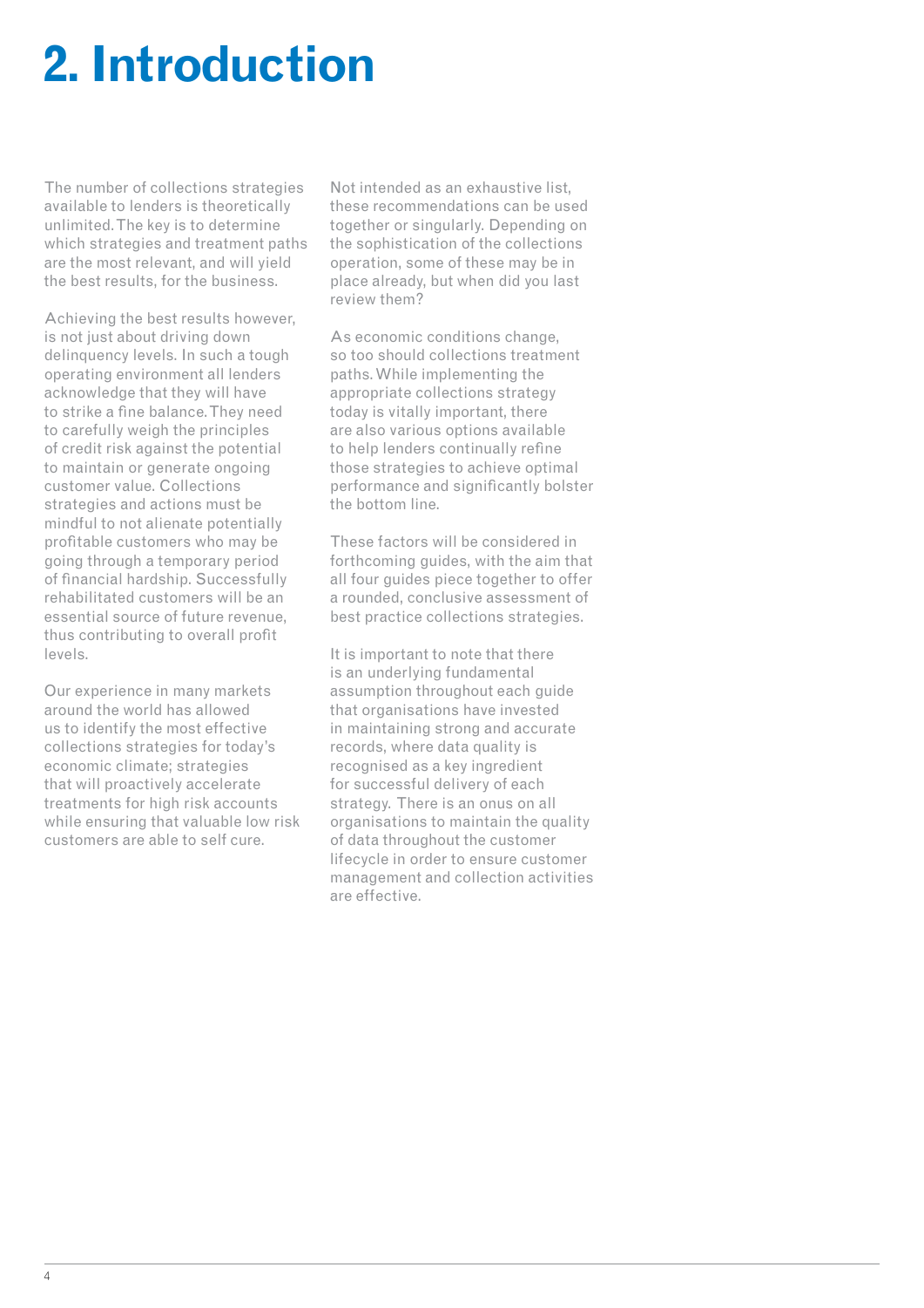# 2. Introduction

The number of collections strategies available to lenders is theoretically unlimited. The key is to determine which strategies and treatment paths are the most relevant, and will yield the best results, for the business.

Achieving the best results however, is not just about driving down delinquency levels. In such a tough operating environment all lenders acknowledge that they will have to strike a fine balance. They need to carefully weigh the principles of credit risk against the potential to maintain or generate ongoing customer value. Collections strategies and actions must be mindful to not alienate potentially profitable customers who may be going through a temporary period of financial hardship. Successfully rehabilitated customers will be an essential source of future revenue, thus contributing to overall profit levels.

Our experience in many markets around the world has allowed us to identify the most effective collections strategies for today's economic climate; strategies that will proactively accelerate treatments for high risk accounts while ensuring that valuable low risk customers are able to self cure.

Not intended as an exhaustive list, these recommendations can be used together or singularly. Depending on the sophistication of the collections operation, some of these may be in place already, but when did you last review them?

As economic conditions change, so too should collections treatment paths. While implementing the appropriate collections strategy today is vitally important, there are also various options available to help lenders continually refine those strategies to achieve optimal performance and significantly bolster the bottom line.

These factors will be considered in forthcoming guides, with the aim that all four guides piece together to offer a rounded, conclusive assessment of best practice collections strategies.

It is important to note that there is an underlying fundamental assumption throughout each guide that organisations have invested in maintaining strong and accurate records, where data quality is recognised as a key ingredient for successful delivery of each strategy. There is an onus on all organisations to maintain the quality of data throughout the customer lifecycle in order to ensure customer management and collection activities are effective.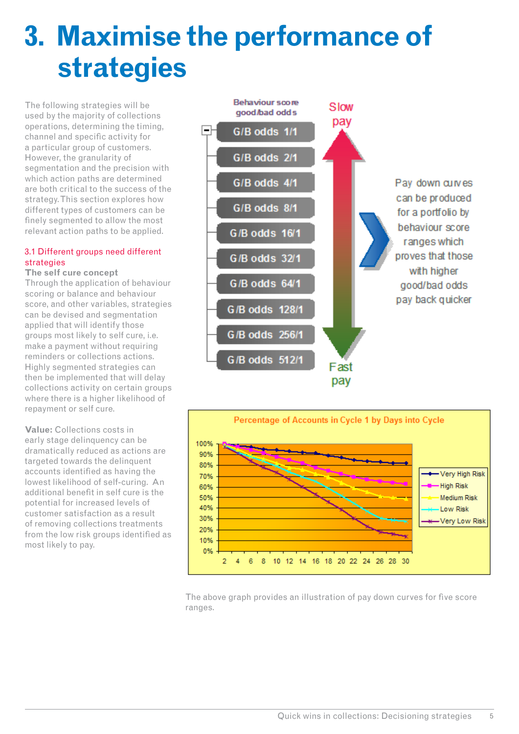# 3. Maximise the performance of strategies

The following strategies will be used by the majority of collections operations, determining the timing, channel and specific activity for a particular group of customers. However, the granularity of segmentation and the precision with which action paths are determined are both critical to the success of the strategy. This section explores how different types of customers can be finely segmented to allow the most relevant action paths to be applied.

## 3.1 Different groups need different strategies

**The self cure concept**

Through the application of behaviour scoring or balance and behaviour score, and other variables, strategies can be devised and segmentation applied that will identify those groups most likely to self cure, i.e. make a payment without requiring reminders or collections actions. Highly segmented strategies can then be implemented that will delay collections activity on certain groups where there is a higher likelihood of repayment or self cure.

**Value:** Collections costs in early stage delinquency can be dramatically reduced as actions are targeted towards the delinquent accounts identified as having the lowest likelihood of self-curing. An additional benefit in self cure is the potential for increased levels of customer satisfaction as a result of removing collections treatments from the low risk groups identified as most likely to pay.

Behaviour score good/bad odds

- G/B odds 1/1
- G/B odds 2/1
- G/B odds 4/1
- G/B odds 8/1
- G/B odds 16/1
- G/B odds 32/1
- G/B odds 64/1
- G/B odds 128/1
- G/B odds 256/1
- G/B odds 512/1

Slow pay → Fast pay

Pay down curves can be produced for a portfolio by behaviour score ranges which proves that those with higher good/bad odds pay back quicker

**Percentage of Accounts in Cycle 1 by Days into Cycle**

(Series: Very High Risk, High Risk, Medium Risk, Low Risk, Very Low Risk; y-axis 0%–100%; x-axis days 2–30)

The above graph provides an illustration of pay down curves for five score ranges.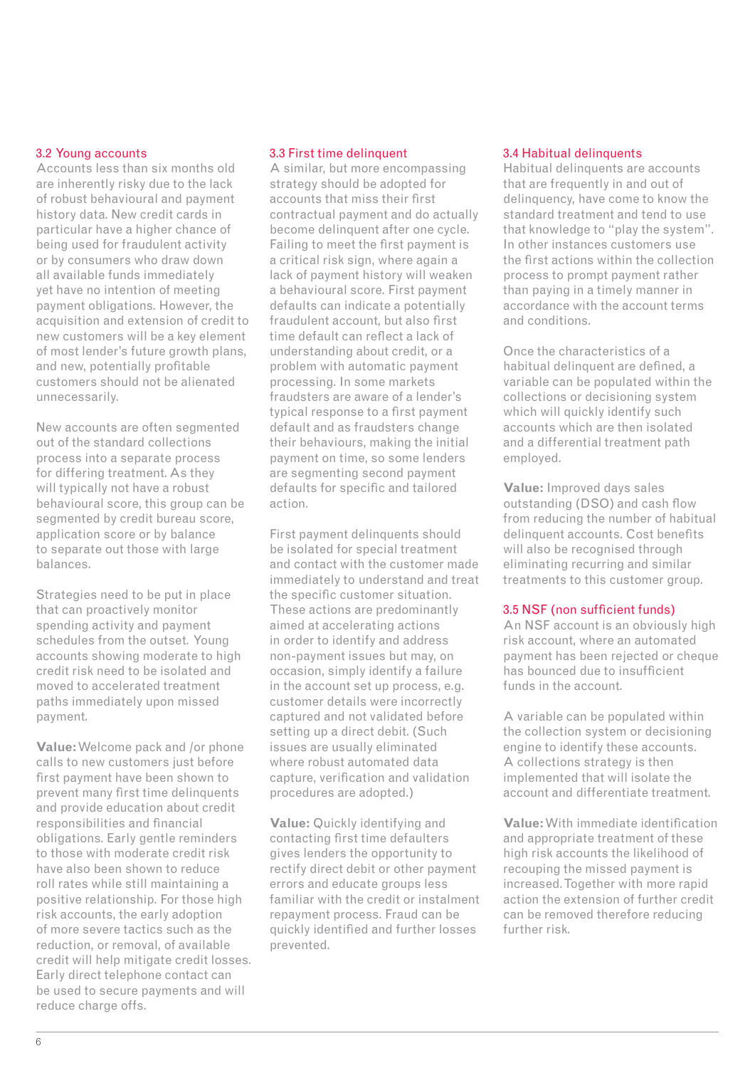### 3.2 Young accounts

Accounts less than six months old are inherently risky due to the lack of robust behavioural and payment history data. New credit cards in particular have a higher chance of being used for fraudulent activity or by consumers who draw down all available funds immediately yet have no intention of meeting payment obligations. However, the acquisition and extension of credit to new customers will be a key element of most lender's future growth plans, and new, potentially profitable customers should not be alienated unnecessarily.

New accounts are often segmented out of the standard collections process into a separate process for differing treatment. As they will typically not have a robust behavioural score, this group can be segmented by credit bureau score, application score or by balance to separate out those with large balances.

Strategies need to be put in place that can proactively monitor spending activity and payment schedules from the outset. Young accounts showing moderate to high credit risk need to be isolated and moved to accelerated treatment paths immediately upon missed payment.

**Value:** Welcome pack and /or phone calls to new customers just before first payment have been shown to prevent many first time delinquents and provide education about credit responsibilities and financial obligations. Early gentle reminders to those with moderate credit risk have also been shown to reduce roll rates while still maintaining a positive relationship. For those high risk accounts, the early adoption of more severe tactics such as the reduction, or removal, of available credit will help mitigate credit losses. Early direct telephone contact can be used to secure payments and will reduce charge offs.

### 3.3 First time delinquent

A similar, but more encompassing strategy should be adopted for accounts that miss their first contractual payment and do actually become delinquent after one cycle. Failing to meet the first payment is a critical risk sign, where again a lack of payment history will weaken a behavioural score. First payment defaults can indicate a potentially fraudulent account, but also first time default can reflect a lack of understanding about credit, or a problem with automatic payment processing. In some markets fraudsters are aware of a lender's typical response to a first payment default and as fraudsters change their behaviours, making the initial payment on time, so some lenders are segmenting second payment defaults for specific and tailored action.

First payment delinquents should be isolated for special treatment and contact with the customer made immediately to understand and treat the specific customer situation. These actions are predominantly aimed at accelerating actions in order to identify and address non-payment issues but may, on occasion, simply identify a failure in the account set up process, e.g. customer details were incorrectly captured and not validated before setting up a direct debit. (Such issues are usually eliminated where robust automated data capture, verification and validation procedures are adopted.)

**Value:** Quickly identifying and contacting first time defaulters gives lenders the opportunity to rectify direct debit or other payment errors and educate groups less familiar with the credit or instalment repayment process. Fraud can be quickly identified and further losses prevented.

### 3.4 Habitual delinquents

Habitual delinquents are accounts that are frequently in and out of delinquency, have come to know the standard treatment and tend to use that knowledge to "play the system". In other instances customers use the first actions within the collection process to prompt payment rather than paying in a timely manner in accordance with the account terms and conditions.

Once the characteristics of a habitual delinquent are defined, a variable can be populated within the collections or decisioning system which will quickly identify such accounts which are then isolated and a differential treatment path employed.

**Value:** Improved days sales outstanding (DSO) and cash flow from reducing the number of habitual delinquent accounts. Cost benefits will also be recognised through eliminating recurring and similar treatments to this customer group.

### 3.5 NSF (non sufficient funds)

An NSF account is an obviously high risk account, where an automated payment has been rejected or cheque has bounced due to insufficient funds in the account.

A variable can be populated within the collection system or decisioning engine to identify these accounts. A collections strategy is then implemented that will isolate the account and differentiate treatment.

**Value:** With immediate identification and appropriate treatment of these high risk accounts the likelihood of recouping the missed payment is increased. Together with more rapid action the extension of further credit can be removed therefore reducing further risk.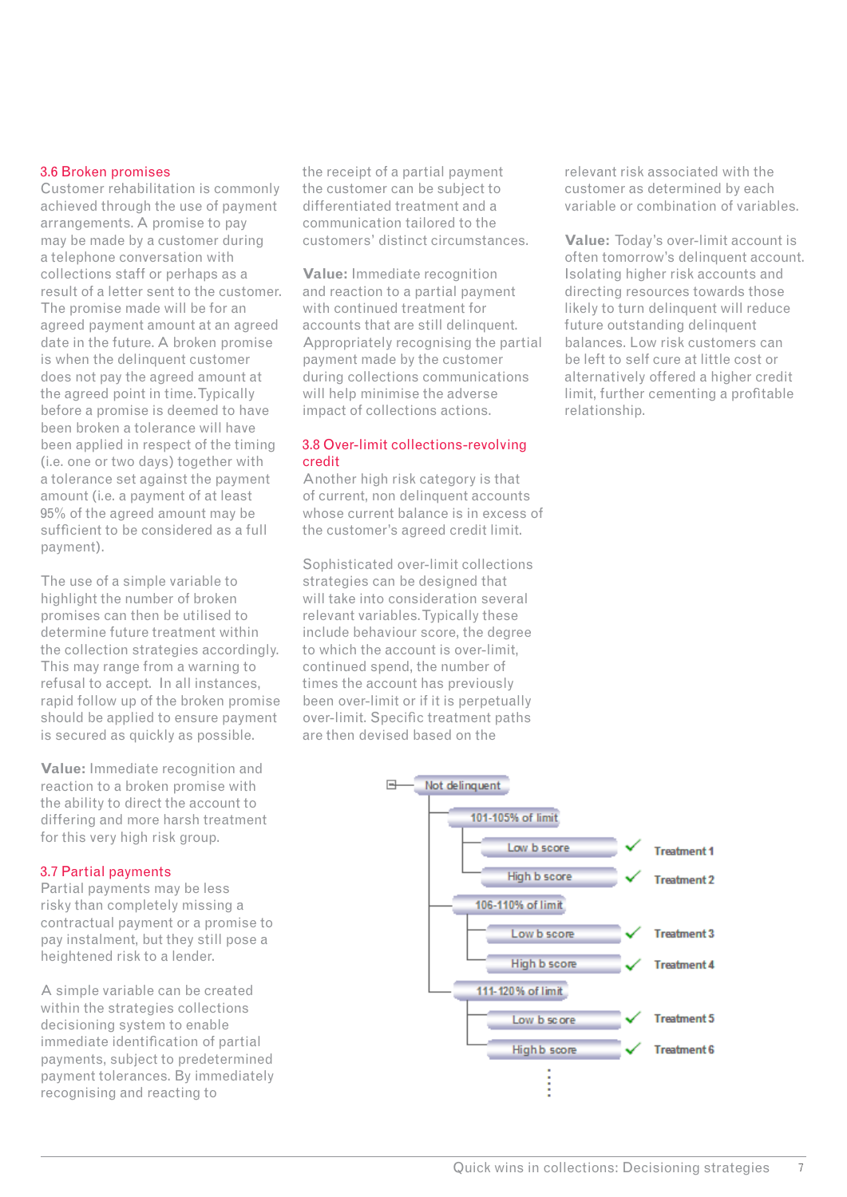### 3.6 Broken promises

Customer rehabilitation is commonly achieved through the use of payment arrangements. A promise to pay may be made by a customer during a telephone conversation with collections staff or perhaps as a result of a letter sent to the customer. The promise made will be for an agreed payment amount at an agreed date in the future. A broken promise is when the delinquent customer does not pay the agreed amount at the agreed point in time. Typically before a promise is deemed to have been broken a tolerance will have been applied in respect of the timing (i.e. one or two days) together with a tolerance set against the payment amount (i.e. a payment of at least 95% of the agreed amount may be sufficient to be considered as a full payment).

The use of a simple variable to highlight the number of broken promises can then be utilised to determine future treatment within the collection strategies accordingly. This may range from a warning to refusal to accept. In all instances, rapid follow up of the broken promise should be applied to ensure payment is secured as quickly as possible.

**Value:** Immediate recognition and reaction to a broken promise with the ability to direct the account to differing and more harsh treatment for this very high risk group.

### 3.7 Partial payments

Partial payments may be less risky than completely missing a contractual payment or a promise to pay instalment, but they still pose a heightened risk to a lender.

A simple variable can be created within the strategies collections decisioning system to enable immediate identification of partial payments, subject to predetermined payment tolerances. By immediately recognising and reacting to the receipt of a partial payment the customer can be subject to differentiated treatment and a communication tailored to the customers' distinct circumstances.

**Value:** Immediate recognition and reaction to a partial payment with continued treatment for accounts that are still delinquent. Appropriately recognising the partial payment made by the customer during collections communications will help minimise the adverse impact of collections actions.

### 3.8 Over-limit collections-revolving credit

Another high risk category is that of current, non delinquent accounts whose current balance is in excess of the customer's agreed credit limit.

Sophisticated over-limit collections strategies can be designed that will take into consideration several relevant variables. Typically these include behaviour score, the degree to which the account is over-limit, continued spend, the number of times the account has previously been over-limit or if it is perpetually over-limit. Specific treatment paths are then devised based on the relevant risk associated with the customer as determined by each variable or combination of variables.

**Value:** Today's over-limit account is often tomorrow's delinquent account. Isolating higher risk accounts and directing resources towards those likely to turn delinquent will reduce future outstanding delinquent balances. Low risk customers can be left to self cure at little cost or alternatively offered a higher credit limit, further cementing a profitable relationship.

- Not delinquent
  - 101-105% of limit
    - Low b score ✓ Treatment 1
    - High b score ✓ Treatment 2
  - 106-110% of limit
    - Low b score ✓ Treatment 3
    - High b score ✓ Treatment 4
  - 111-120% of limit
    - Low b score ✓ Treatment 5
    - High b score ✓ Treatment 6
  - ⋮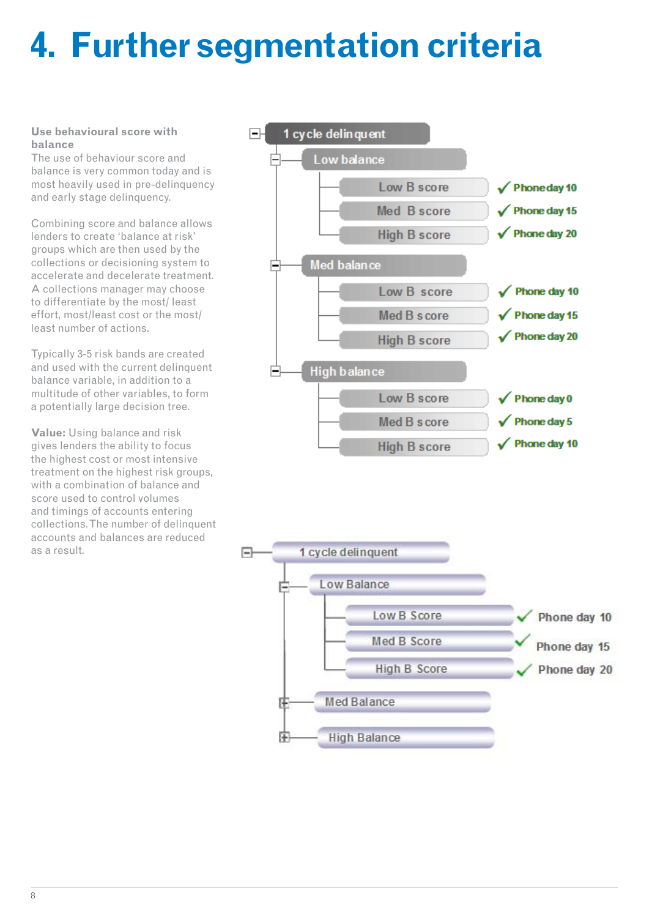# 4. Further segmentation criteria

**Use behavioural score with balance**

The use of behaviour score and balance is very common today and is most heavily used in pre-delinquency and early stage delinquency.

Combining score and balance allows lenders to create 'balance at risk' groups which are then used by the collections or decisioning system to accelerate and decelerate treatment. A collections manager may choose to differentiate by the most/ least effort, most/least cost or the most/ least number of actions.

Typically 3-5 risk bands are created and used with the current delinquent balance variable, in addition to a multitude of other variables, to form a potentially large decision tree.

**Value:** Using balance and risk gives lenders the ability to focus the highest cost or most intensive treatment on the highest risk groups, with a combination of balance and score used to control volumes and timings of accounts entering collections. The number of delinquent accounts and balances are reduced as a result.

- 1 cycle delinquent
  - Low balance
    - Low B score — ✓ Phone day 10
    - Med B score — ✓ Phone day 15
    - High B score — ✓ Phone day 20
  - Med balance
    - Low B score — ✓ Phone day 10
    - Med B score — ✓ Phone day 15
    - High B score — ✓ Phone day 20
  - High balance
    - Low B score — ✓ Phone day 0
    - Med B score — ✓ Phone day 5
    - High B score — ✓ Phone day 10

- 1 cycle delinquent
  - Low Balance
    - Low B Score — ✓ Phone day 10
    - Med B Score — ✓ Phone day 15
    - High B Score — ✓ Phone day 20
  - Med Balance
  - High Balance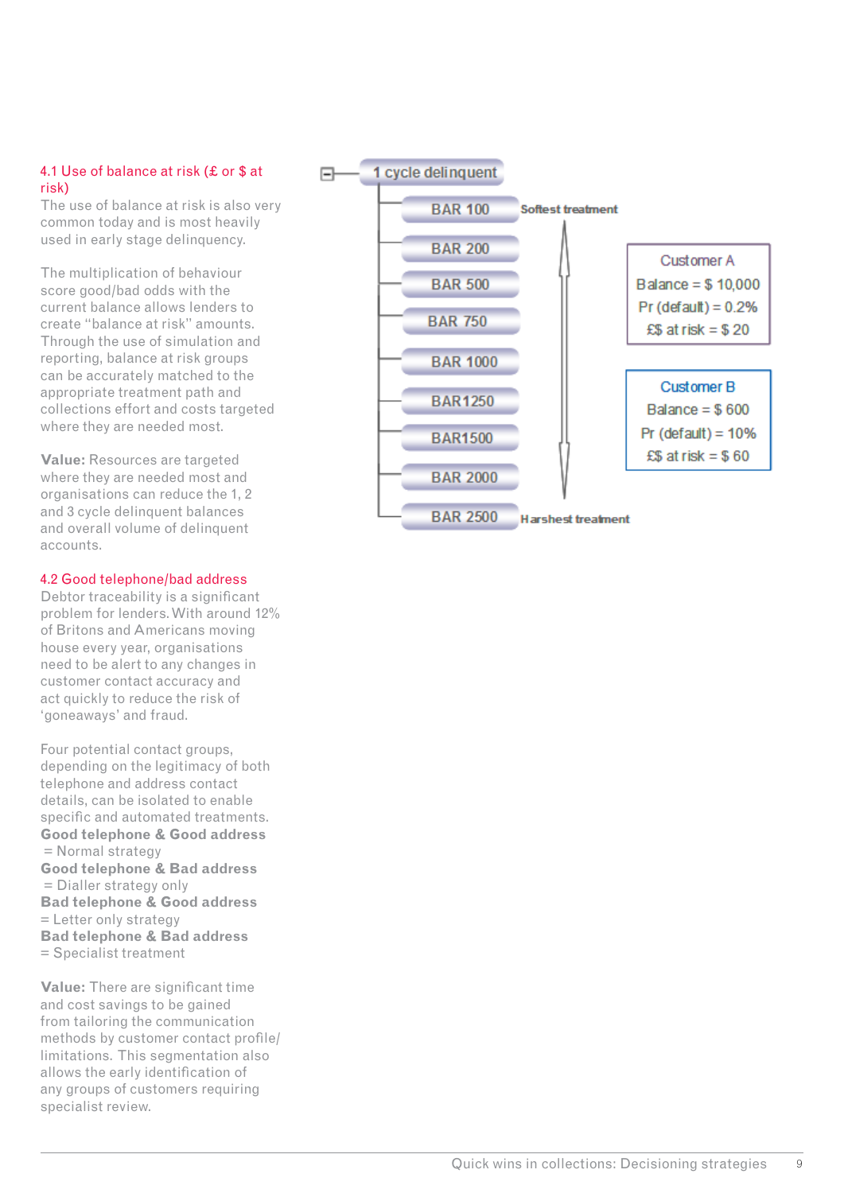## 4.1 Use of balance at risk (£ or $ at risk)

The use of balance at risk is also very common today and is most heavily used in early stage delinquency.

The multiplication of behaviour score good/bad odds with the current balance allows lenders to create "balance at risk" amounts. Through the use of simulation and reporting, balance at risk groups can be accurately matched to the appropriate treatment path and collections effort and costs targeted where they are needed most.

**Value:** Resources are targeted where they are needed most and organisations can reduce the 1, 2 and 3 cycle delinquent balances and overall volume of delinquent accounts.

## 4.2 Good telephone/bad address

Debtor traceability is a significant problem for lenders. With around 12% of Britons and Americans moving house every year, organisations need to be alert to any changes in customer contact accuracy and act quickly to reduce the risk of 'goneaways' and fraud.

Four potential contact groups, depending on the legitimacy of both telephone and address contact details, can be isolated to enable specific and automated treatments.

**Good telephone & Good address**
= Normal strategy
**Good telephone & Bad address**
= Dialler strategy only
**Bad telephone & Good address**
= Letter only strategy
**Bad telephone & Bad address**
= Specialist treatment

**Value:** There are significant time and cost savings to be gained from tailoring the communication methods by customer contact profile/limitations. This segmentation also allows the early identification of any groups of customers requiring specialist review.

1 cycle delinquent
- BAR 100 — Softest treatment
- BAR 200
- BAR 500
- BAR 750
- BAR 1000
- BAR1250
- BAR1500
- BAR 2000
- BAR 2500 — Harshest treatment

Customer A
Balance = $ 10,000
Pr (default) = 0.2%
£$ at risk = $ 20

Customer B
Balance = $ 600
Pr (default) = 10%
£$ at risk = $ 60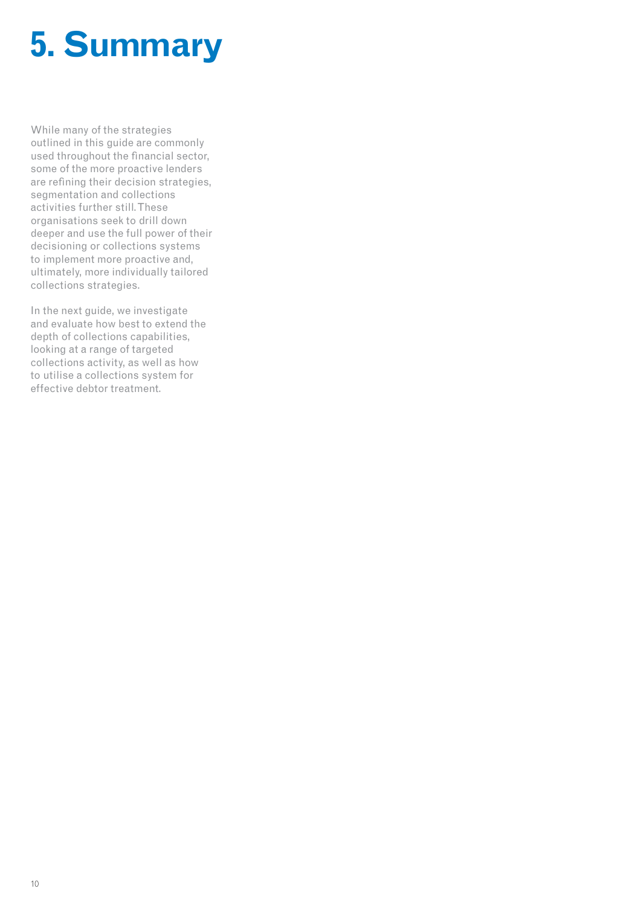# 5. Summary

While many of the strategies outlined in this guide are commonly used throughout the financial sector, some of the more proactive lenders are refining their decision strategies, segmentation and collections activities further still. These organisations seek to drill down deeper and use the full power of their decisioning or collections systems to implement more proactive and, ultimately, more individually tailored collections strategies.

In the next guide, we investigate and evaluate how best to extend the depth of collections capabilities, looking at a range of targeted collections activity, as well as how to utilise a collections system for effective debtor treatment.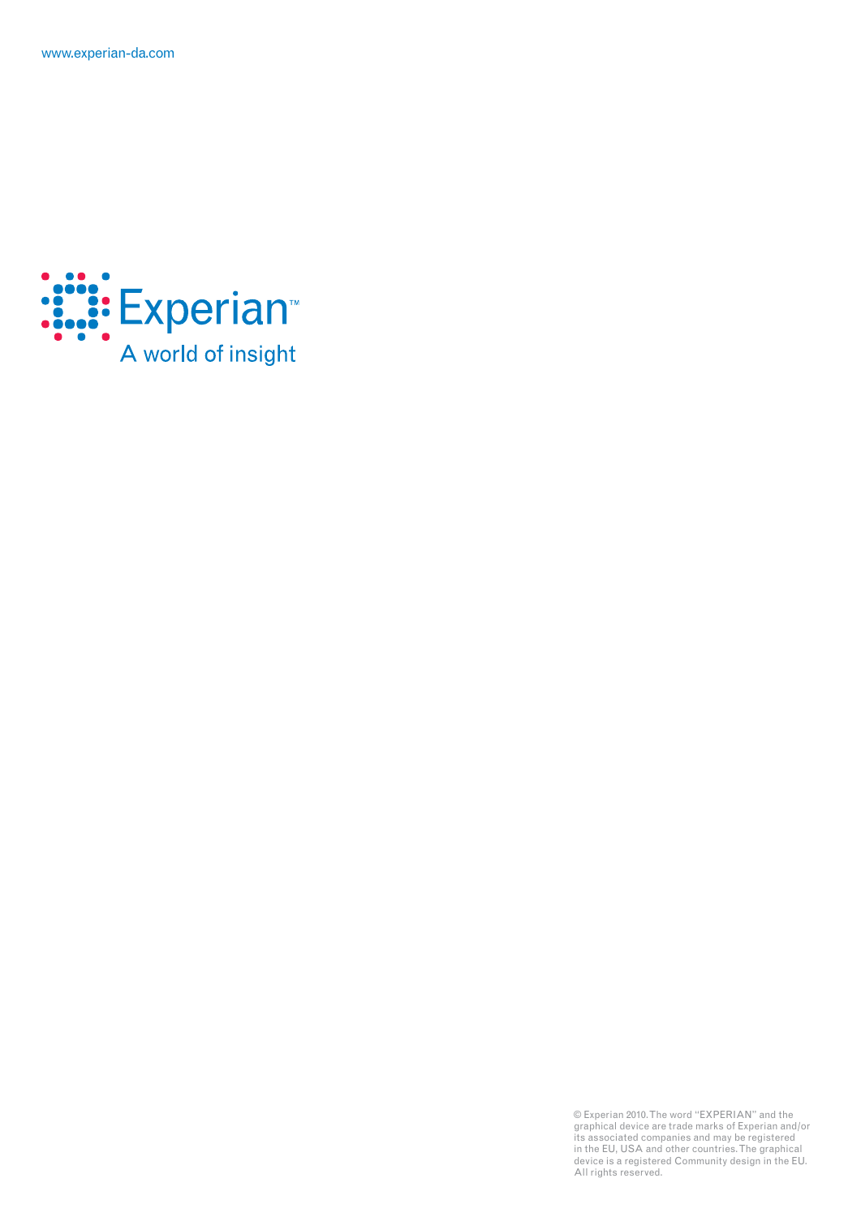www.experian-da.com

Experian™

A world of insight

© Experian 2010. The word "EXPERIAN" and the graphical device are trade marks of Experian and/or its associated companies and may be registered in the EU, USA and other countries. The graphical device is a registered Community design in the EU. All rights reserved.